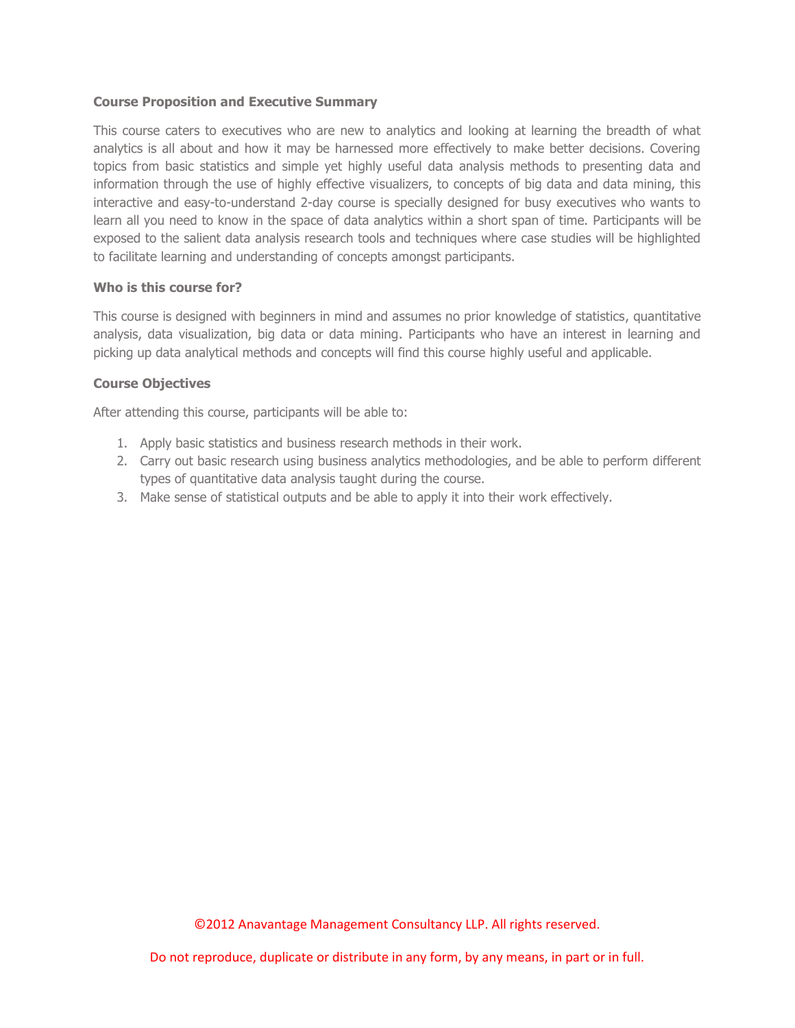**Course Proposition and Executive Summary**

This course caters to executives who are new to analytics and looking at learning the breadth of what analytics is all about and how it may be harnessed more effectively to make better decisions. Covering topics from basic statistics and simple yet highly useful data analysis methods to presenting data and information through the use of highly effective visualizers, to concepts of big data and data mining, this interactive and easy-to-understand 2-day course is specially designed for busy executives who wants to learn all you need to know in the space of data analytics within a short span of time. Participants will be exposed to the salient data analysis research tools and techniques where case studies will be highlighted to facilitate learning and understanding of concepts amongst participants.

**Who is this course for?**

This course is designed with beginners in mind and assumes no prior knowledge of statistics, quantitative analysis, data visualization, big data or data mining. Participants who have an interest in learning and picking up data analytical methods and concepts will find this course highly useful and applicable.

**Course Objectives**

After attending this course, participants will be able to:

1. Apply basic statistics and business research methods in their work.
2. Carry out basic research using business analytics methodologies, and be able to perform different types of quantitative data analysis taught during the course.
3. Make sense of statistical outputs and be able to apply it into their work effectively.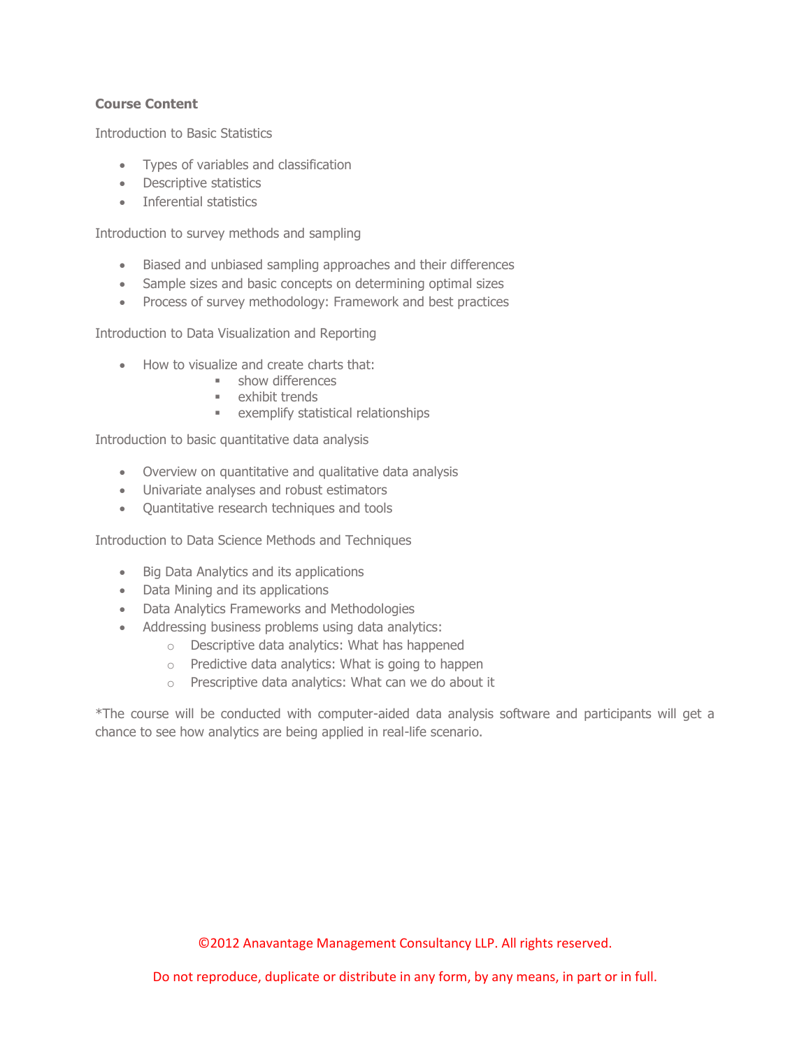**Course Content**

Introduction to Basic Statistics

- Types of variables and classification
- Descriptive statistics
- Inferential statistics

Introduction to survey methods and sampling

- Biased and unbiased sampling approaches and their differences
- Sample sizes and basic concepts on determining optimal sizes
- Process of survey methodology: Framework and best practices

Introduction to Data Visualization and Reporting

- How to visualize and create charts that:
    - show differences
    - exhibit trends
    - exemplify statistical relationships

Introduction to basic quantitative data analysis

- Overview on quantitative and qualitative data analysis
- Univariate analyses and robust estimators
- Quantitative research techniques and tools

Introduction to Data Science Methods and Techniques

- Big Data Analytics and its applications
- Data Mining and its applications
- Data Analytics Frameworks and Methodologies
- Addressing business problems using data analytics:
    - Descriptive data analytics: What has happened
    - Predictive data analytics: What is going to happen
    - Prescriptive data analytics: What can we do about it

*The course will be conducted with computer-aided data analysis software and participants will get a chance to see how analytics are being applied in real-life scenario.

©2012 Anavantage Management Consultancy LLP. All rights reserved.

Do not reproduce, duplicate or distribute in any form, by any means, in part or in full.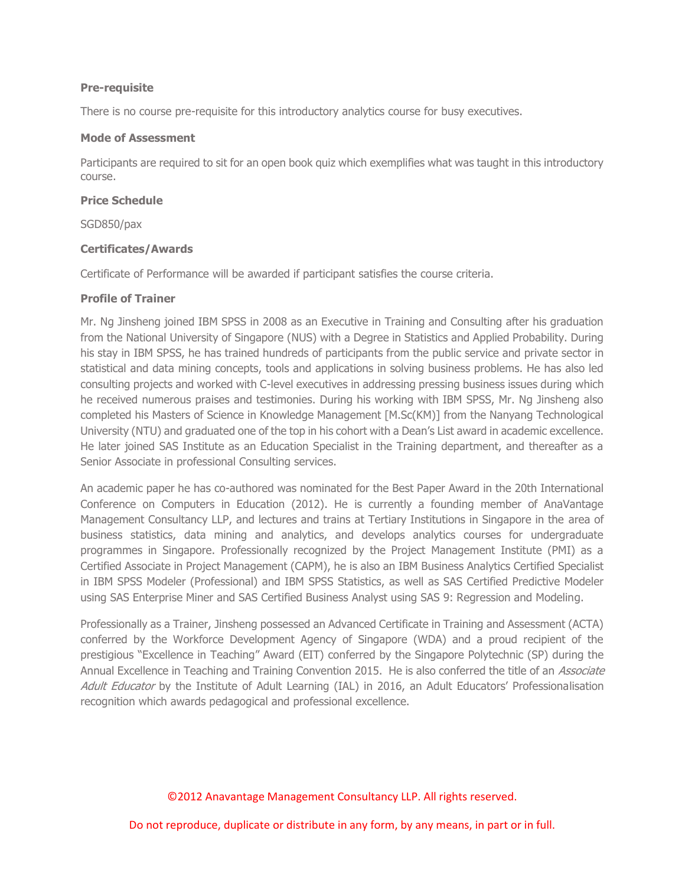**Pre-requisite**

There is no course pre-requisite for this introductory analytics course for busy executives.

**Mode of Assessment**

Participants are required to sit for an open book quiz which exemplifies what was taught in this introductory course.

**Price Schedule**

SGD850/pax

**Certificates/Awards**

Certificate of Performance will be awarded if participant satisfies the course criteria.

**Profile of Trainer**

Mr. Ng Jinsheng joined IBM SPSS in 2008 as an Executive in Training and Consulting after his graduation from the National University of Singapore (NUS) with a Degree in Statistics and Applied Probability. During his stay in IBM SPSS, he has trained hundreds of participants from the public service and private sector in statistical and data mining concepts, tools and applications in solving business problems. He has also led consulting projects and worked with C-level executives in addressing pressing business issues during which he received numerous praises and testimonies. During his working with IBM SPSS, Mr. Ng Jinsheng also completed his Masters of Science in Knowledge Management [M.Sc(KM)] from the Nanyang Technological University (NTU) and graduated one of the top in his cohort with a Dean's List award in academic excellence. He later joined SAS Institute as an Education Specialist in the Training department, and thereafter as a Senior Associate in professional Consulting services.

An academic paper he has co-authored was nominated for the Best Paper Award in the 20th International Conference on Computers in Education (2012). He is currently a founding member of AnaVantage Management Consultancy LLP, and lectures and trains at Tertiary Institutions in Singapore in the area of business statistics, data mining and analytics, and develops analytics courses for undergraduate programmes in Singapore. Professionally recognized by the Project Management Institute (PMI) as a Certified Associate in Project Management (CAPM), he is also an IBM Business Analytics Certified Specialist in IBM SPSS Modeler (Professional) and IBM SPSS Statistics, as well as SAS Certified Predictive Modeler using SAS Enterprise Miner and SAS Certified Business Analyst using SAS 9: Regression and Modeling.

Professionally as a Trainer, Jinsheng possessed an Advanced Certificate in Training and Assessment (ACTA) conferred by the Workforce Development Agency of Singapore (WDA) and a proud recipient of the prestigious "Excellence in Teaching" Award (EIT) conferred by the Singapore Polytechnic (SP) during the Annual Excellence in Teaching and Training Convention 2015. He is also conferred the title of an *Associate Adult Educator* by the Institute of Adult Learning (IAL) in 2016, an Adult Educators' Professionalisation recognition which awards pedagogical and professional excellence.

©2012 Anavantage Management Consultancy LLP. All rights reserved.

Do not reproduce, duplicate or distribute in any form, by any means, in part or in full.